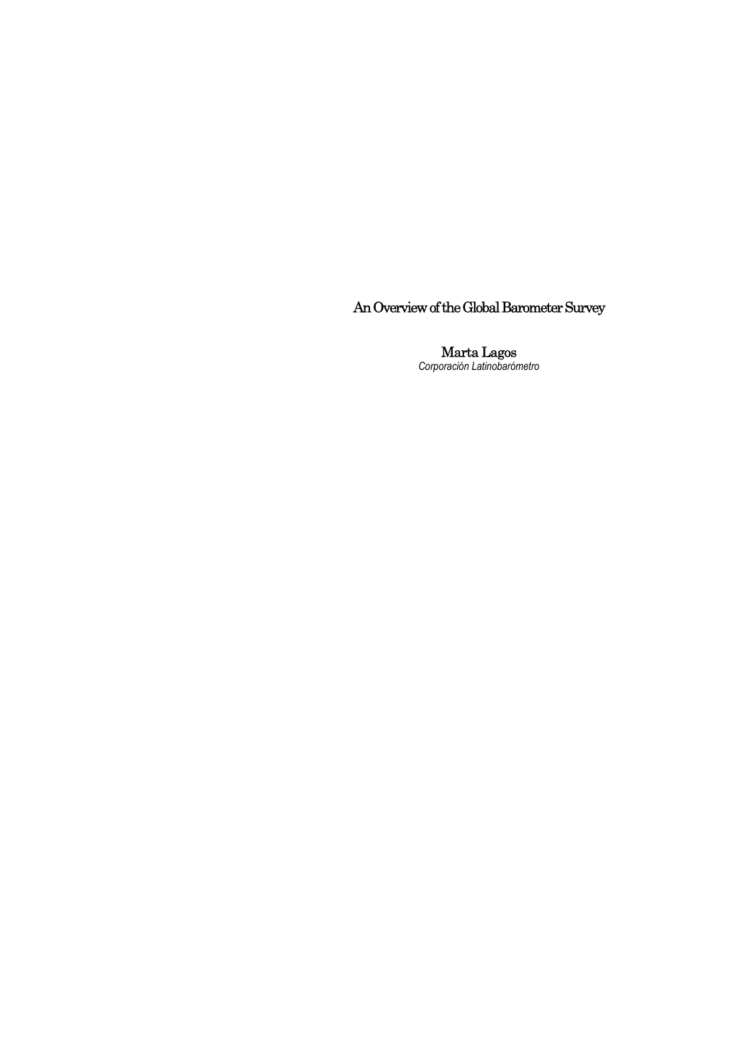# An Overview of the Global Barometer Survey

**Marta Lagos**
*Corporación Latinobarómetro*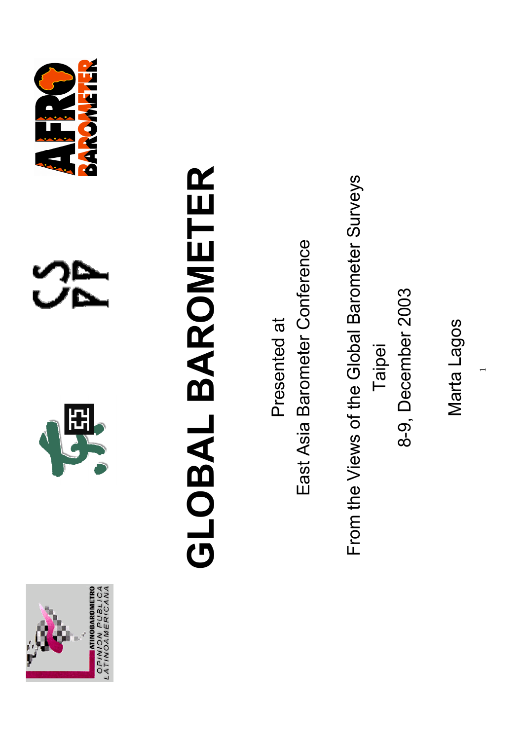# GLOBAL BAROMETER

Presented at

East Asia Barometer Conference

From the Views of the Global Barometer Surveys

Taipei

8-9, December 2003

Marta Lagos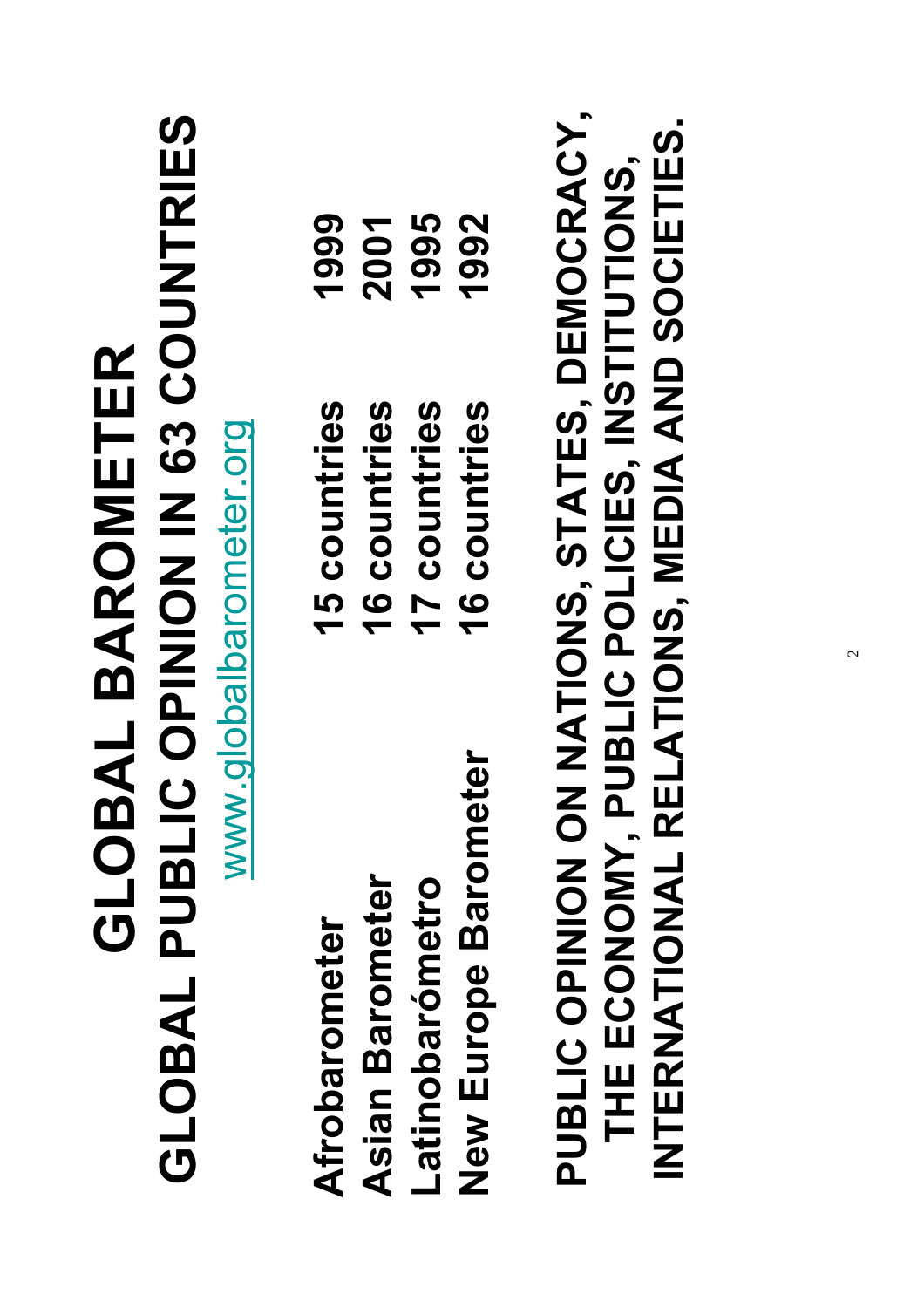# GLOBAL BAROMETER

## GLOBAL PUBLIC OPINION IN 63 COUNTRIES

www.globalbarometer.org

| | | |
|---|---|---|
| **Afrobarometer** | **15 countries** | **1999** |
| **Asian Barometer** | **16 countries** | **2001** |
| **Latinobarómetro** | **17 countries** | **1995** |
| **New Europe Barometer** | **16 countries** | **1992** |

**PUBLIC OPINION ON NATIONS, STATES, DEMOCRACY, THE ECONOMY, PUBLIC POLICIES, INSTITUTIONS, INTERNATIONAL RELATIONS, MEDIA AND SOCIETIES.**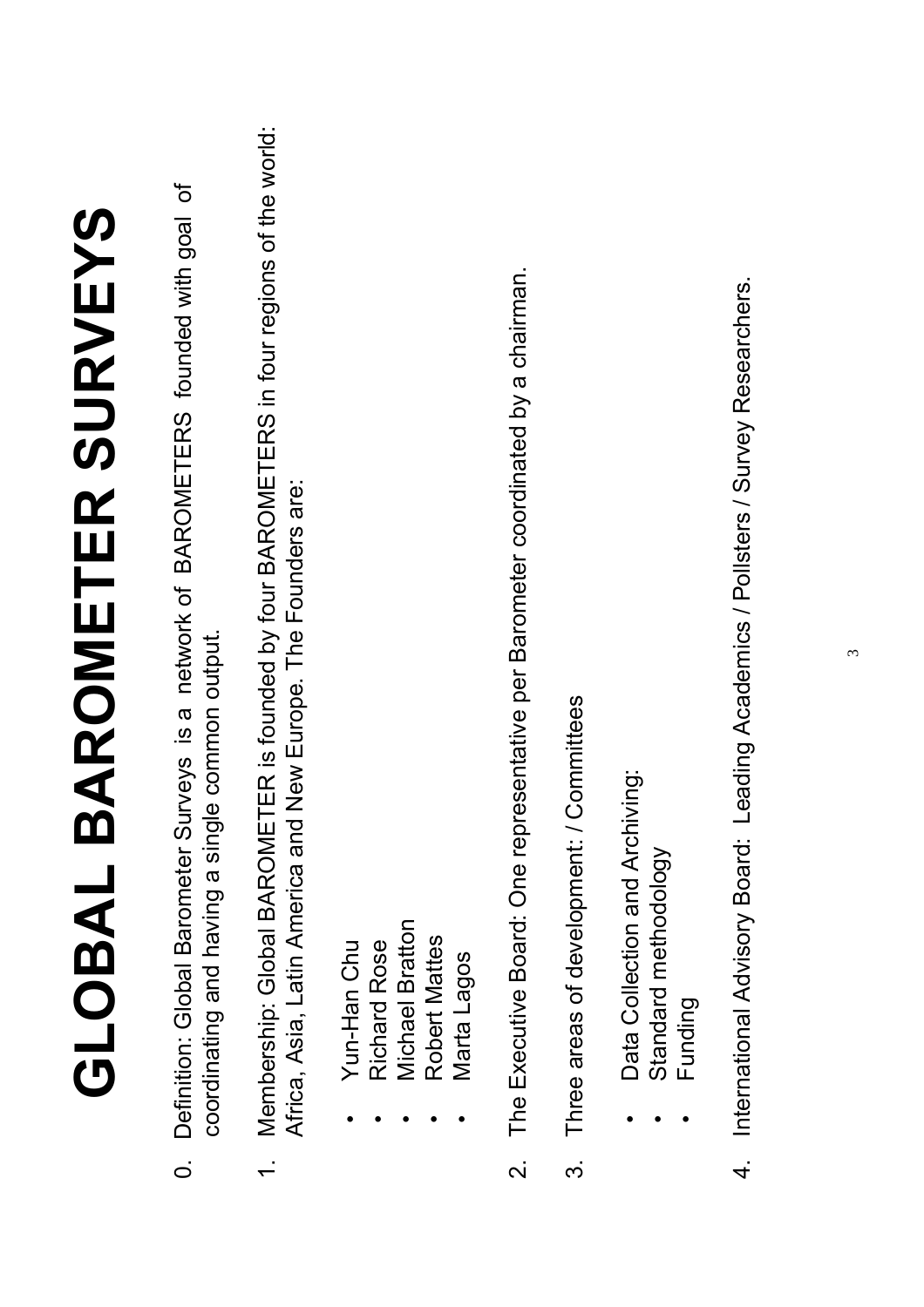# GLOBAL BAROMETER SURVEYS

0. Definition: Global Barometer Surveys is a network of BAROMETERS founded with goal of coordinating and having a single common output.

1. Membership: Global BAROMETER is founded by four BAROMETERS in four regions of the world: Africa, Asia, Latin America and New Europe. The Founders are:

   - Yun-Han Chu
   - Richard Rose
   - Michael Bratton
   - Robert Mattes
   - Marta Lagos

2. The Executive Board: One representative per Barometer coordinated by a chairman.

3. Three areas of development: / Committees

   - Data Collection and Archiving:
   - Standard methodology
   - Funding

4. International Advisory Board: Leading Academics / Pollsters / Survey Researchers.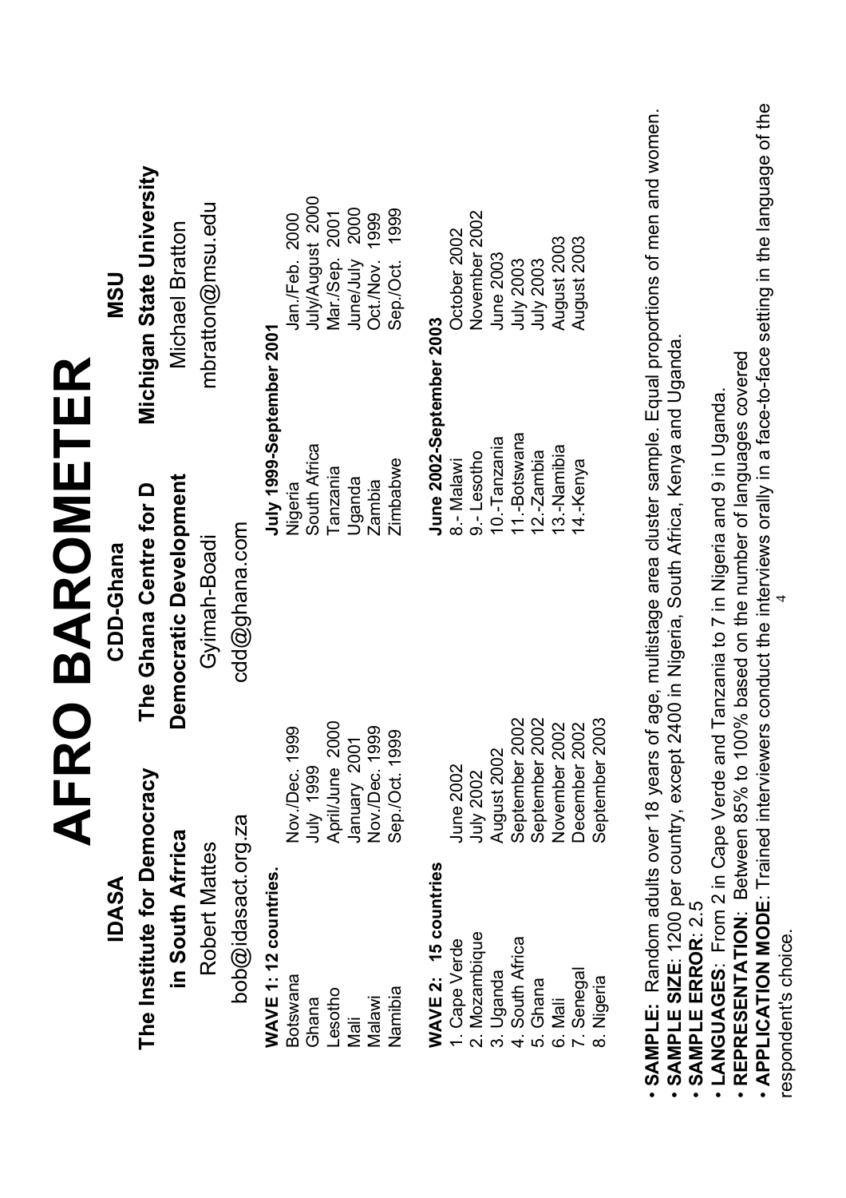# AFRO BAROMETER

| IDASA | CDD-Ghana | MSU |
|---|---|---|
| **The Institute for Democracy in South Afrrica** | **The Ghana Centre for D Democratic Development** | **Michigan State University** |
| Robert Mattes | Gyimah-Boadi | Michael Bratton |
| bob@idasact.org.za | cdd@ghana.com | mbratton@msu.edu |

**WAVE 1: 12 countries.** **July 1999-September 2001**

| Country | Date | Country | Date |
|---|---|---|---|
| Botswana | Nov./Dec. 1999 | Nigeria | Jan./Feb. 2000 |
| Ghana | July 1999 | South Africa | July/August 2000 |
| Lesotho | April/June 2000 | Tanzania | Mar./Sep. 2001 |
| Mali | January 2001 | Uganda | June/July 2000 |
| Malawi | Nov./Dec. 1999 | Zambia | Oct./Nov. 1999 |
| Namibia | Sep./Oct. 1999 | Zimbabwe | Sep./Oct. 1999 |

**WAVE 2: 15 countries** **June 2002-September 2003**

| Country | Date | Country | Date |
|---|---|---|---|
| 1. Cape Verde | June 2002 | 8.- Malawi | October 2002 |
| 2. Mozambique | July 2002 | 9.- Lesotho | November 2002 |
| 3. Uganda | August 2002 | 10.-Tanzania | June 2003 |
| 4. South Africa | September 2002 | 11.-Botswana | July 2003 |
| 5. Ghana | September 2002 | 12.-Zambia | July 2003 |
| 6. Mali | November 2002 | 13.-Namibia | August 2003 |
| 7. Senegal | December 2002 | 14.-Kenya | August 2003 |
| 8. Nigeria | September 2003 | | |

- **SAMPLE:** Random adults over 18 years of age, multistage area cluster sample. Equal proportions of men and women.
- **SAMPLE SIZE**: 1200 per country, except 2400 in Nigeria, South Africa, Kenya and Uganda.
- **SAMPLE ERROR**: 2.5
- **LANGUAGES**: From 2 in Cape Verde and Tanzania to 7 in Nigeria and 9 in Uganda.
- **REPRESENTATION**: Between 85% to 100% based on the number of languages covered
- **APPLICATION MODE**: Trained interviewers conduct the interviews orally in a face-to-face setting in the language of the respondent's choice.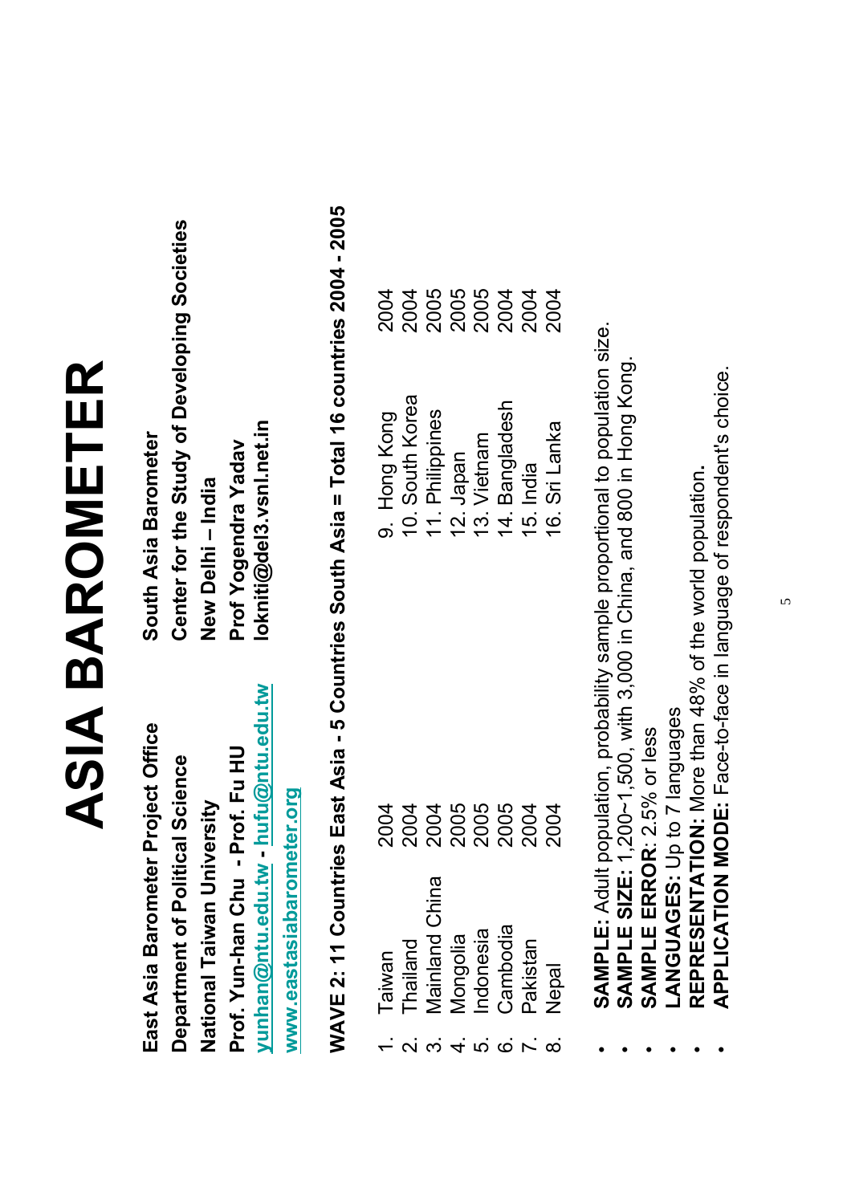# ASIA BAROMETER

**East Asia Barometer Project Office**
**Department of Political Science**
**National Taiwan University**
**Prof. Yun-han Chu - Prof. Fu HU**
**yunhan@ntu.edu.tw - hufu@ntu.edu.tw**
**www.eastasiabarometer.org**

**South Asia Barometer**
**Center for the Study of Developing Societies**
**New Delhi – India**
**Prof Yogendra Yadav**
**lokniti@del3.vsnl.net.in**

## WAVE 2: 11 Countries East Asia - 5 Countries South Asia = Total 16 countries 2004 - 2005

| Country | Year | Country | Year |
|---|---|---|---|
| 1. Taiwan | 2004 | 9. Hong Kong | 2004 |
| 2. Thailand | 2004 | 10. South Korea | 2004 |
| 3. Mainland China | 2004 | 11. Philippines | 2005 |
| 4. Mongolia | 2005 | 12. Japan | 2005 |
| 5. Indonesia | 2005 | 13. Vietnam | 2005 |
| 6. Cambodia | 2005 | 14. Bangladesh | 2004 |
| 7. Pakistan | 2004 | 15. India | 2004 |
| 8. Nepal | 2004 | 16. Sri Lanka | 2004 |

- **SAMPLE:** Adult population, probability sample proportional to population size.
- **SAMPLE SIZE:** 1,200~1,500, with 3,000 in China, and 800 in Hong Kong.
- **SAMPLE ERROR**: 2.5% or less
- **LANGUAGES:** Up to 7 languages
- **REPRESENTATION:** More than 48% of the world population.
- **APPLICATION MODE:** Face-to-face in language of respondent's choice.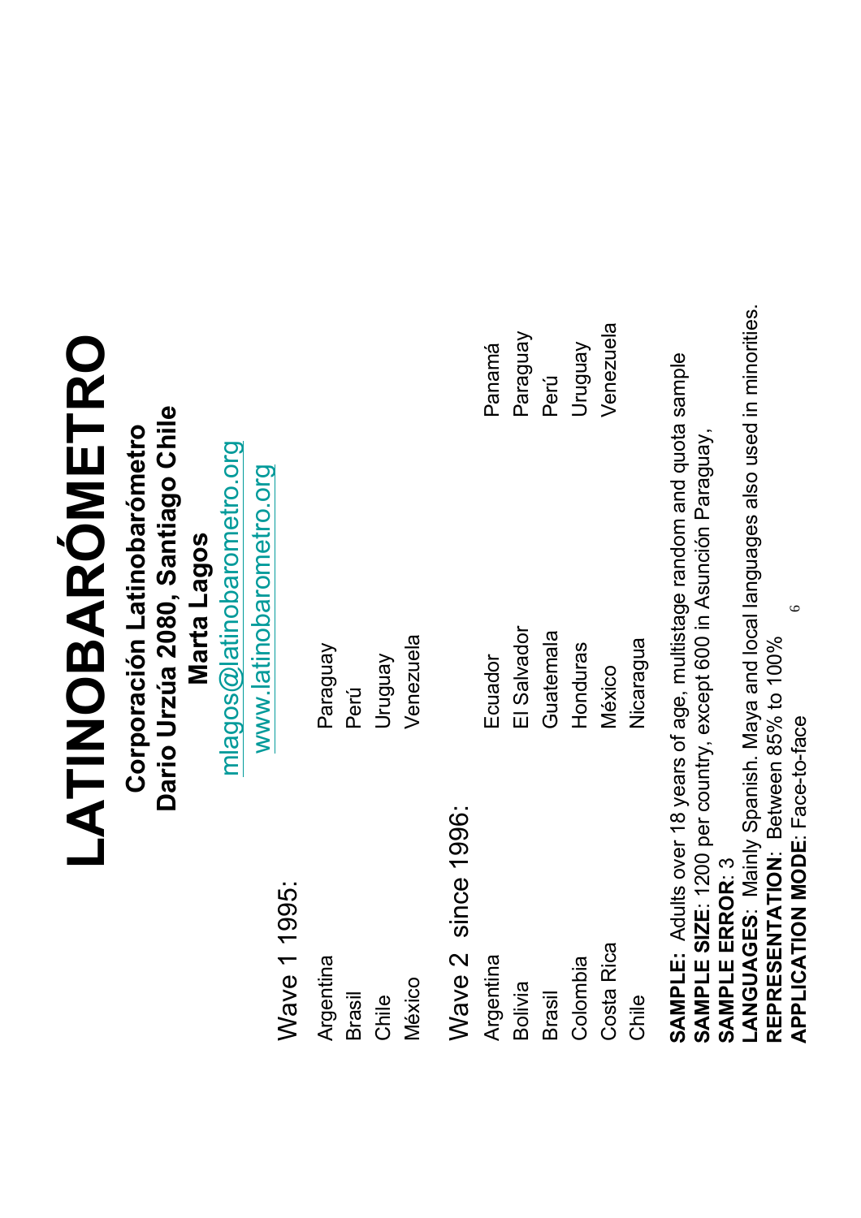# LATINOBARÓMETRO

**Corporación Latinobarómetro**
**Dario Urzúa 2080, Santiago Chile**
**Marta Lagos**
mlagos@latinobarometro.org
www.latinobarometro.org

Wave 1 1995:

- Argentina
- Brasil
- Chile
- México
- Paraguay
- Perú
- Uruguay
- Venezuela

Wave 2 since 1996:

- Argentina
- Bolivia
- Brasil
- Colombia
- Costa Rica
- Chile
- Ecuador
- El Salvador
- Guatemala
- Honduras
- México
- Nicaragua
- Panamá
- Paraguay
- Perú
- Uruguay
- Venezuela

**SAMPLE:** Adults over 18 years of age, multistage random and quota sample
**SAMPLE SIZE**: 1200 per country, except 600 in Asunción Paraguay,
**SAMPLE ERROR**: 3
**LANGUAGES**: Mainly Spanish. Maya and local languages also used in minorities.
**REPRESENTATION**: Between 85% to 100%
**APPLICATION MODE**: Face-to-face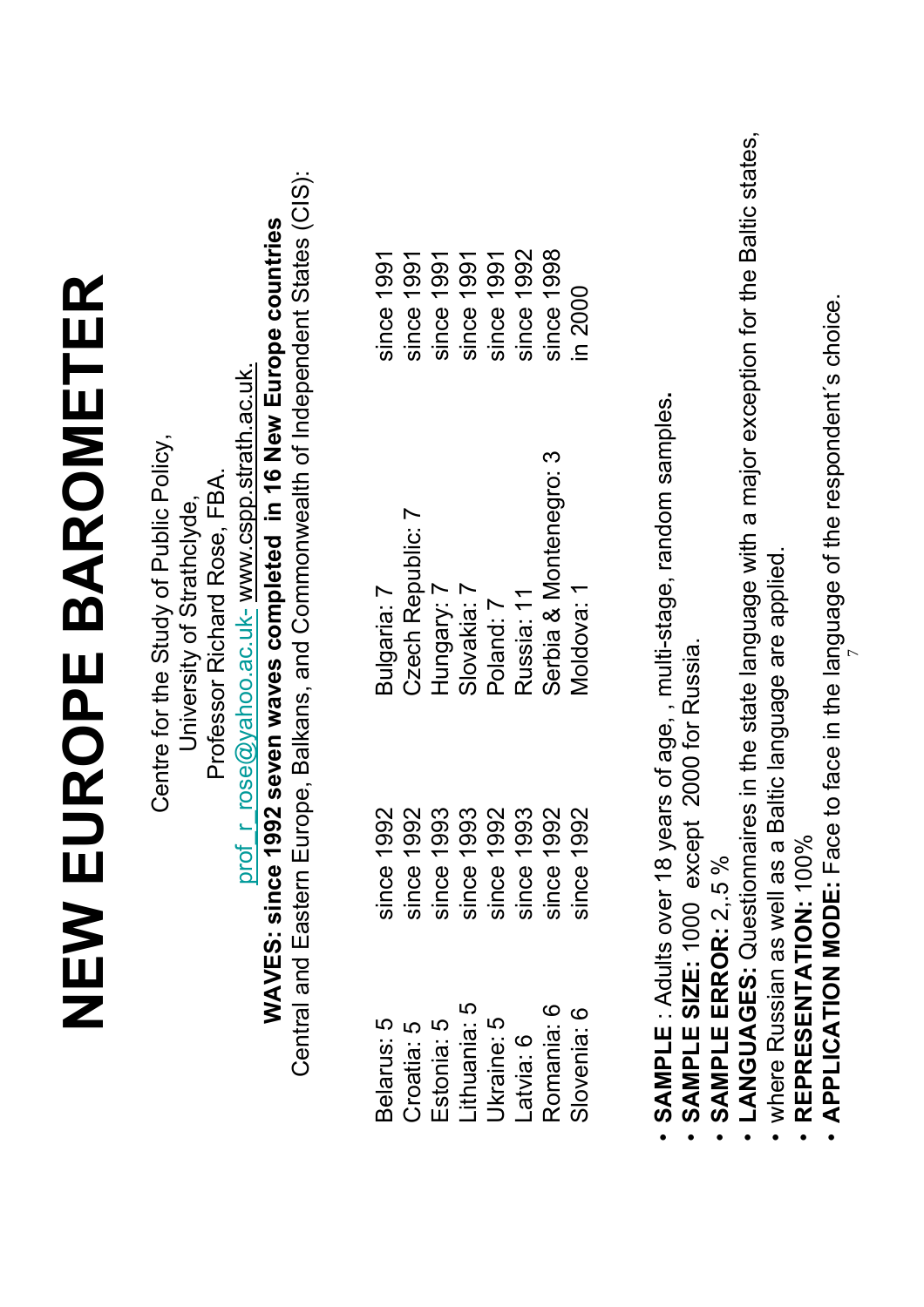# NEW EUROPE BAROMETER

Centre for the Study of Public Policy,
University of Strathclyde,
Professor Richard Rose, FBA.
prof_r_rose@yahoo.ac.uk- www.cspp.strath.ac.uk.

**WAVES: since 1992 seven waves completed in 16 New Europe countries**
Central and Eastern Europe, Balkans, and Commonwealth of Independent States (CIS):

| | | | |
|---|---|---|---|
| Belarus: 5 | since 1992 | Bulgaria: 7 | since 1991 |
| Croatia: 5 | since 1992 | Czech Republic: 7 | since 1991 |
| Estonia: 5 | since 1993 | Hungary: 7 | since 1991 |
| Lithuania: 5 | since 1993 | Slovakia: 7 | since 1991 |
| Ukraine: 5 | since 1992 | Poland: 7 | since 1991 |
| Latvia: 6 | since 1993 | Russia: 11 | since 1992 |
| Romania: 6 | since 1992 | Serbia & Montenegro: 3 | since 1998 |
| Slovenia: 6 | since 1992 | Moldova: 1 | in 2000 |

- **SAMPLE** : Adults over 18 years of age, , multi-stage, random samples.
- **SAMPLE SIZE:** 1000 except 2000 for Russia.
- **SAMPLE ERROR:** 2,.5 %
- **LANGUAGES:** Questionnaires in the state language with a major exception for the Baltic states,
- where Russian as well as a Baltic language are applied.
- **REPRESENTATION:** 100%
- **APPLICATION MODE:** Face to face in the language of the respondent´s choice.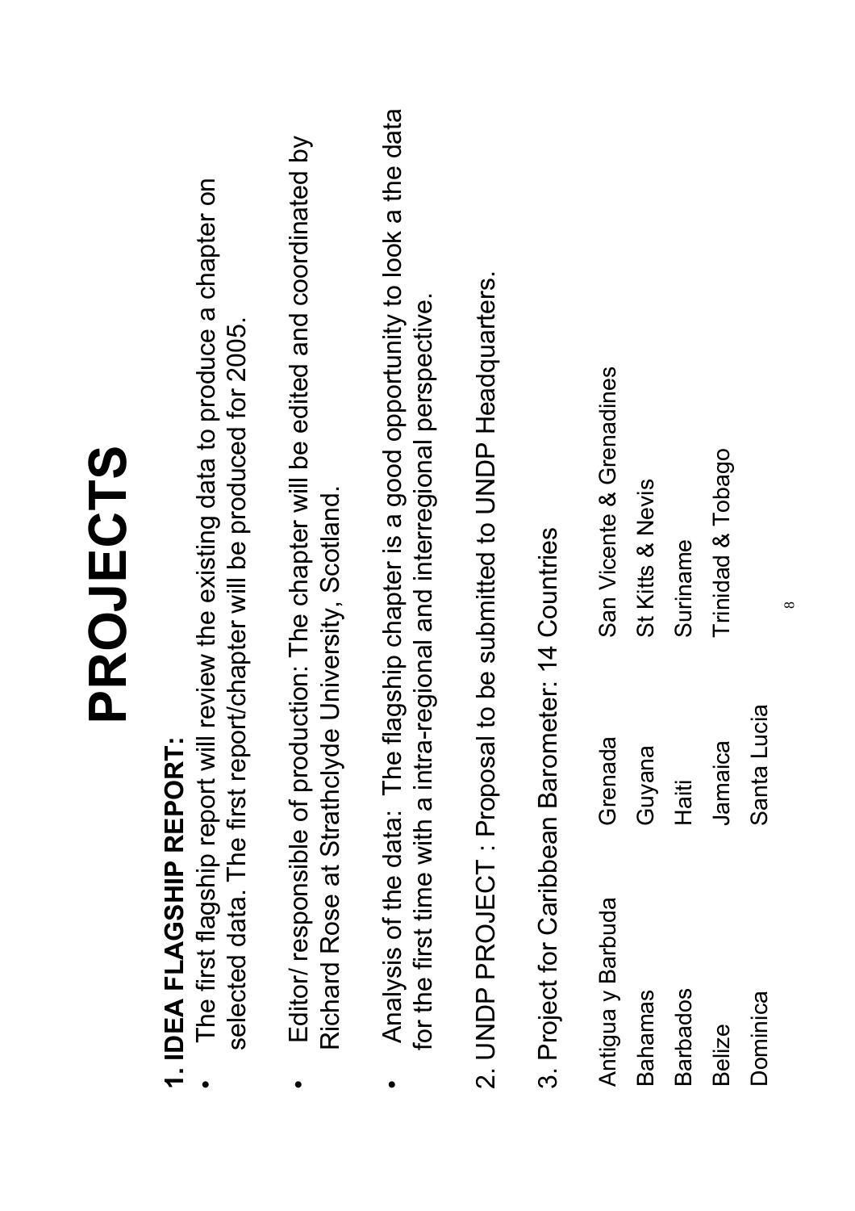# PROJECTS

**1. IDEA FLAGSHIP REPORT:**

- The first flagship report will review the existing data to produce a chapter on selected data. The first report/chapter will be produced for 2005.
- Editor/ responsible of production: The chapter will be edited and coordinated by Richard Rose at Strathclyde University, Scotland.
- Analysis of the data: The flagship chapter is a good opportunity to look a the data for the first time with a intra-regional and interregional perspective.

2. UNDP PROJECT : Proposal to be submitted to UNDP Headquarters.

3. Project for Caribbean Barometer: 14 Countries

| | | |
|---|---|---|
| Antigua y Barbuda | Grenada | San Vicente & Grenadines |
| Bahamas | Guyana | St Kitts & Nevis |
| Barbados | Haiti | Suriname |
| Belize | Jamaica | Trinidad & Tobago |
| Dominica | Santa Lucia | |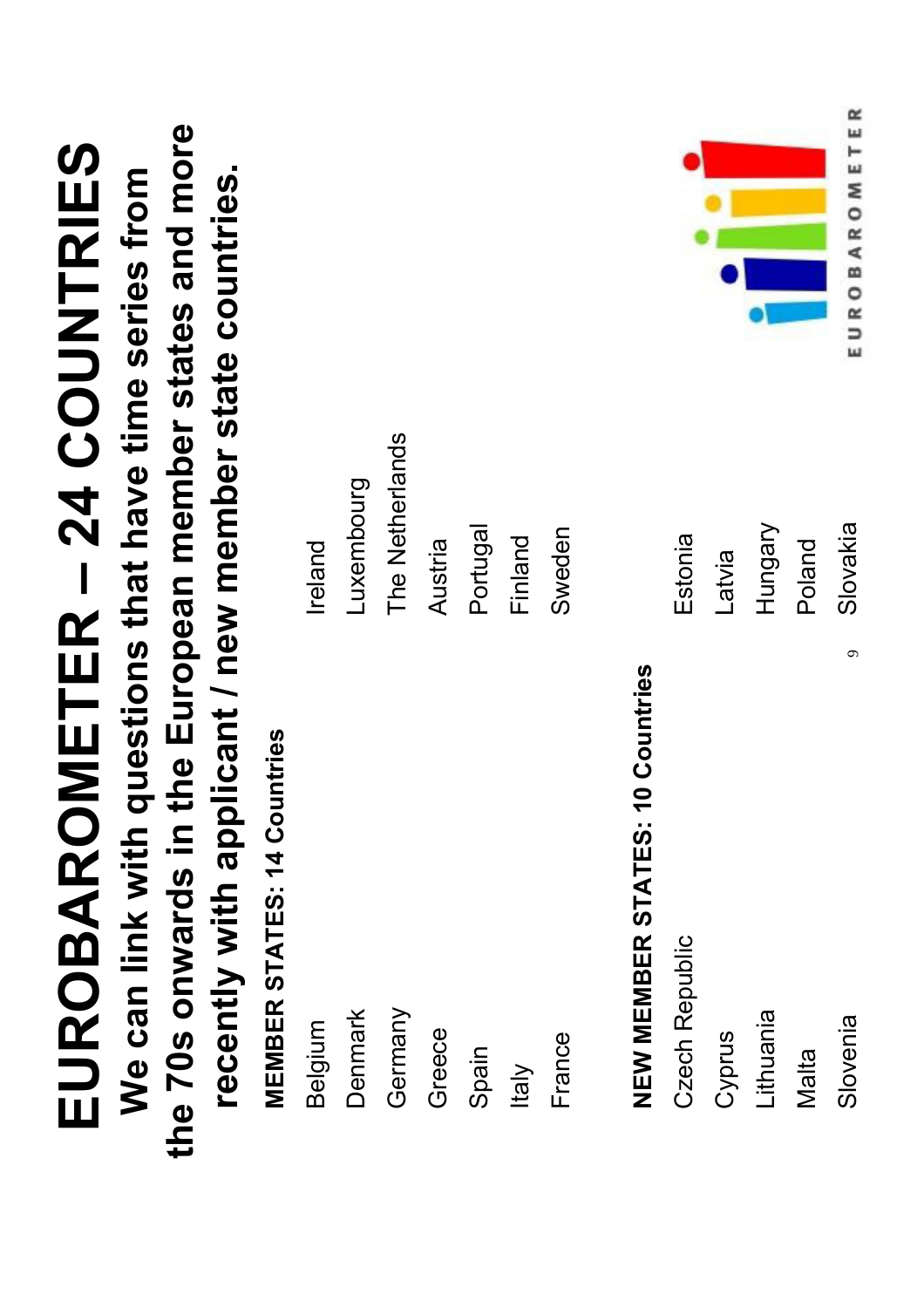# EUROBAROMETER – 24 COUNTRIES

**We can link with questions that have time series from the 70s onwards in the European member states and more recently with applicant / new member state countries.**

**MEMBER STATES: 14 Countries**

- Belgium
- Denmark
- Germany
- Greece
- Spain
- Italy
- France
- Ireland
- Luxembourg
- The Netherlands
- Austria
- Portugal
- Finland
- Sweden

**NEW MEMBER STATES: 10 Countries**

- Czech Republic
- Cyprus
- Lithuania
- Malta
- Slovenia
- Estonia
- Latvia
- Hungary
- Poland
- Slovakia

EUROBAROMETER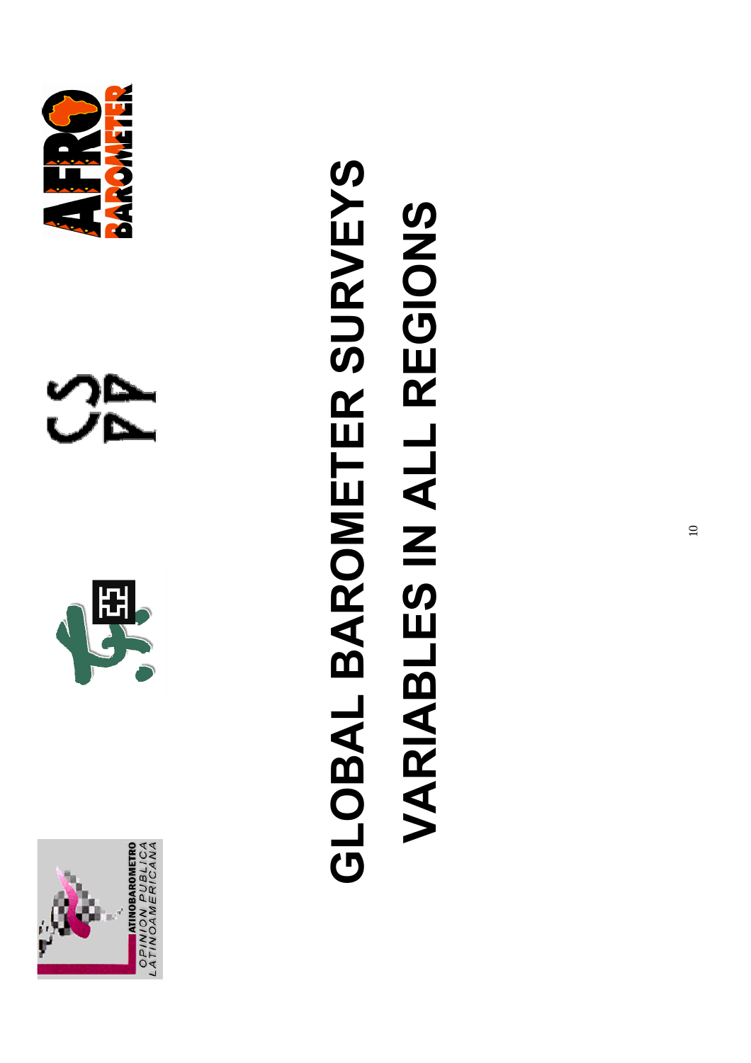# GLOBAL BAROMETER SURVEYS

# VARIABLES IN ALL REGIONS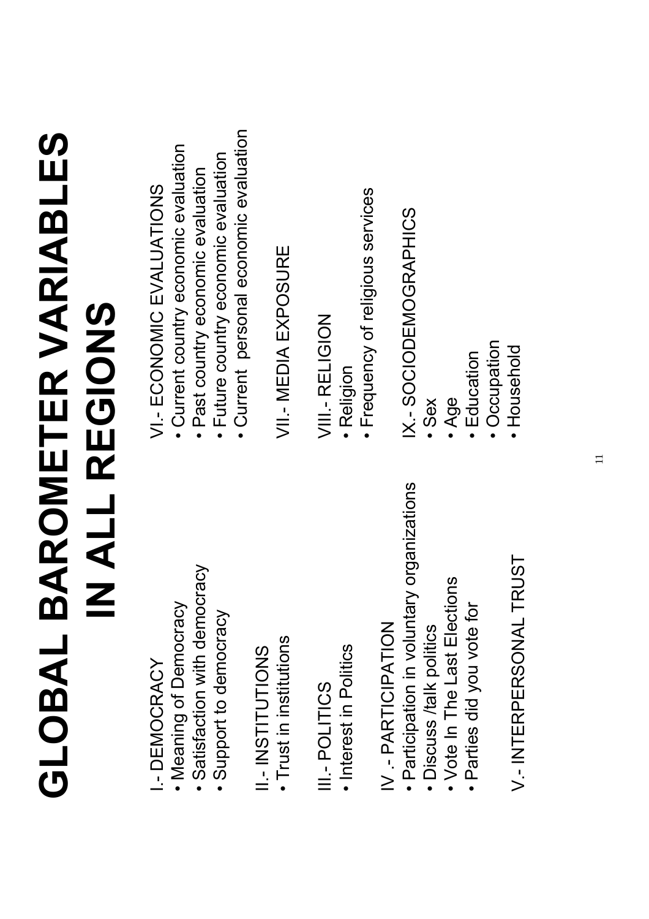# GLOBAL BAROMETER VARIABLES IN ALL REGIONS

I.- DEMOCRACY
- Meaning of Democracy
- Satisfaction with democracy
- Support to democracy

II.- INSTITUTIONS
- Trust in institutions

III.- POLITICS
- Interest in Politics

IV .- PARTICIPATION
- Participation in voluntary organizations
- Discuss /talk politics
- Vote In The Last Elections
- Parties did you vote for

V.- INTERPERSONAL TRUST

VI.- ECONOMIC EVALUATIONS
- Current country economic evaluation
- Past country economic evaluation
- Future country economic evaluation
- Current personal economic evaluation

VII.- MEDIA EXPOSURE

VIII.- RELIGION
- Religion
- Frequency of religious services

IX.- SOCIODEMOGRAPHICS
- Sex
- Age
- Education
- Occupation
- Household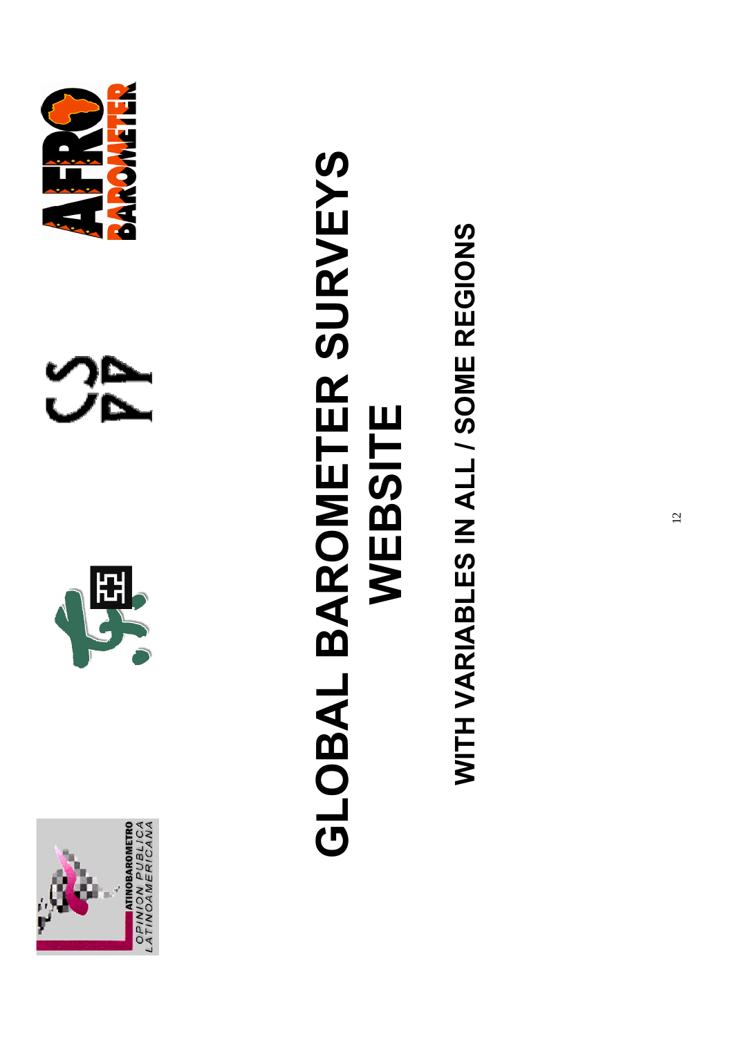# GLOBAL BAROMETER SURVEYS WEBSITE

**WITH VARIABLES IN ALL / SOME REGIONS**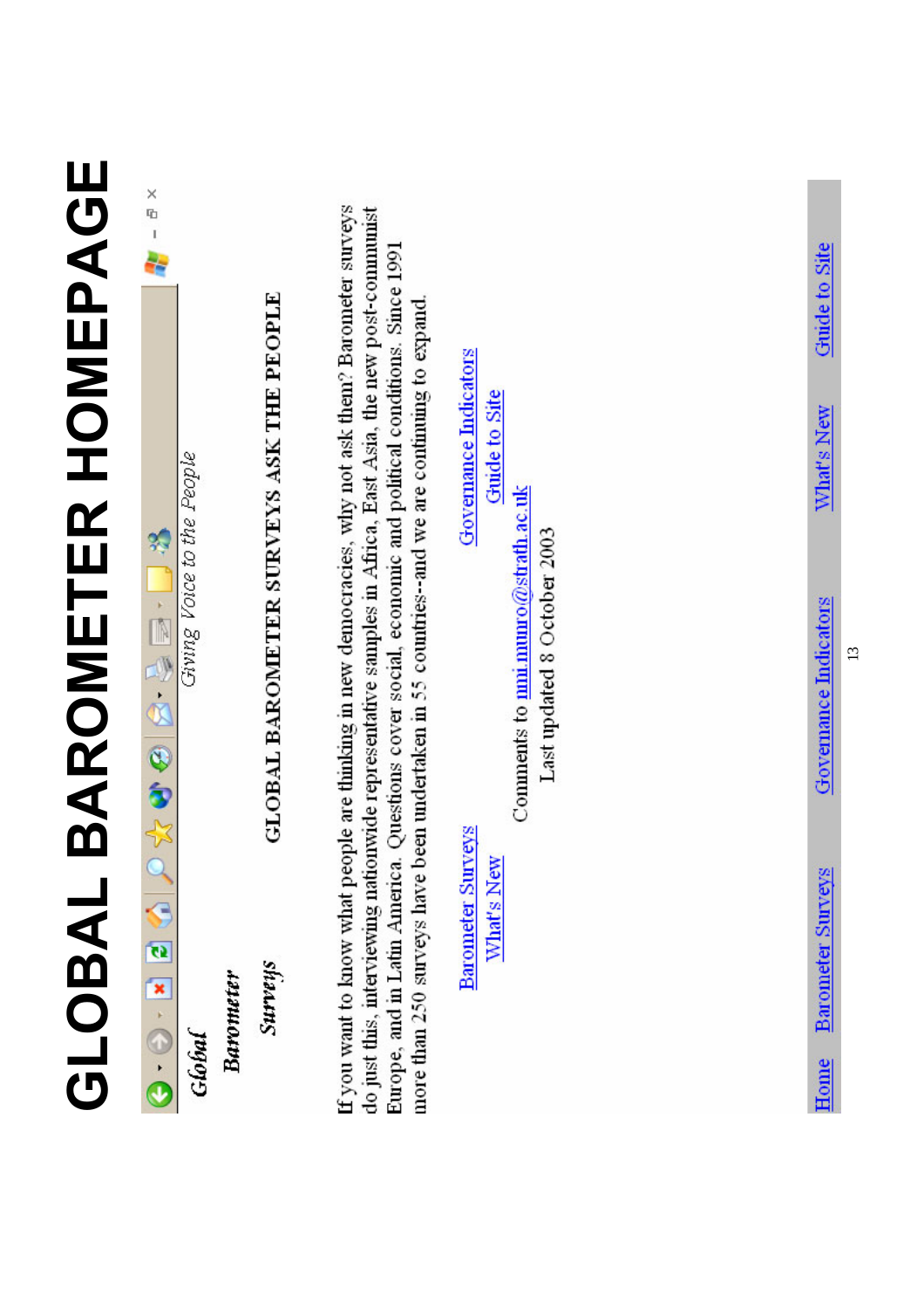# GLOBAL BAROMETER HOMEPAGE

*Global*

*Barometer*

*Surveys*

*Giving Voice to the People*

**GLOBAL BAROMETER SURVEYS ASK THE PEOPLE**

If you want to know what people are thinking in new democracies, why not ask them? Barometer surveys do just this, interviewing nationwide representative samples in Africa, East Asia, the new post-communist Europe, and in Latin America. Questions cover social, economic and political conditions. Since 1991 more than 250 surveys have been undertaken in 55 countries--and we are continuing to expand.

Barometer Surveys

What's New

Governance Indicators

Guide to Site

Comments to nmi.munro@strath.ac.uk

Last updated 8 October 2003

Home | Barometer Surveys | Governance Indicators | What's New | Guide to Site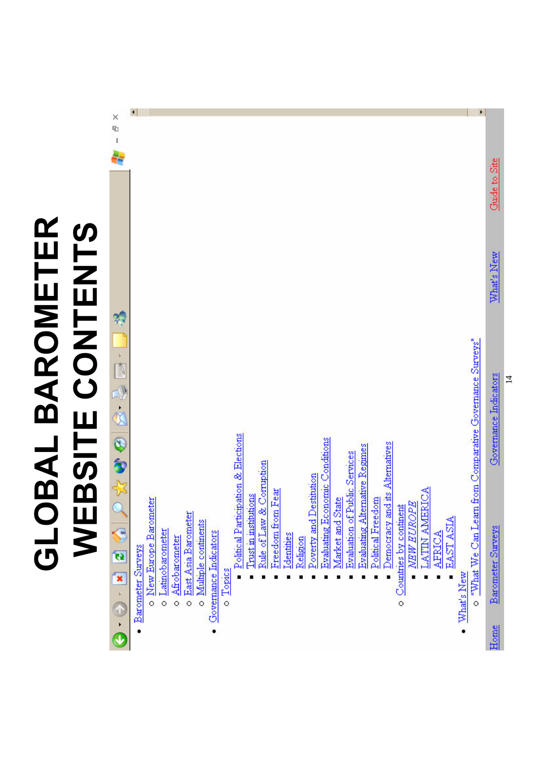# GLOBAL BAROMETER WEBSITE CONTENTS

- Barometer Surveys
  - New Europe Barometer
  - Latinobarometer
  - Afrobarometer
  - East Asia Barometer
  - Multiple continents
- Governance Indicators
  - Topics
    - Political Participation & Elections
    - Trust in institutions
    - Rule of Law & Corruption
    - Freedom from Fear
    - Identities
    - Religion
    - Poverty and Destitution
    - Evaluating Economic Conditions
    - Market and State
    - Evaluation of Public Services
    - Evaluating Alternative Regimes
    - Political Freedom
    - Democracy and its Alternatives
  - Countries by continent
    - *NEW EUROPE*
    - LATIN AMERICA
    - AFRICA
    - EAST ASIA
- What's New
  - "What We Can Learn from Comparative Governance Surveys"

Home | Barometer Surveys | Governance Indicators | What's New | Guide to Site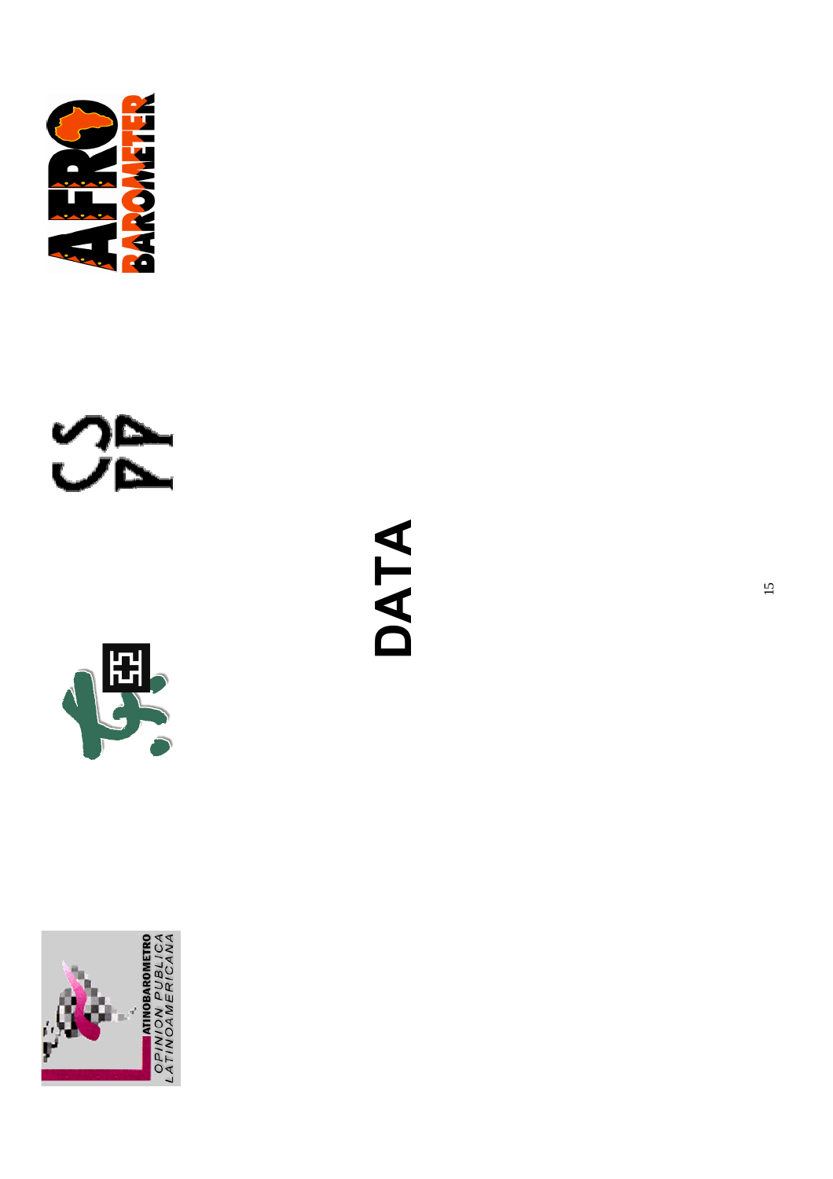# DATA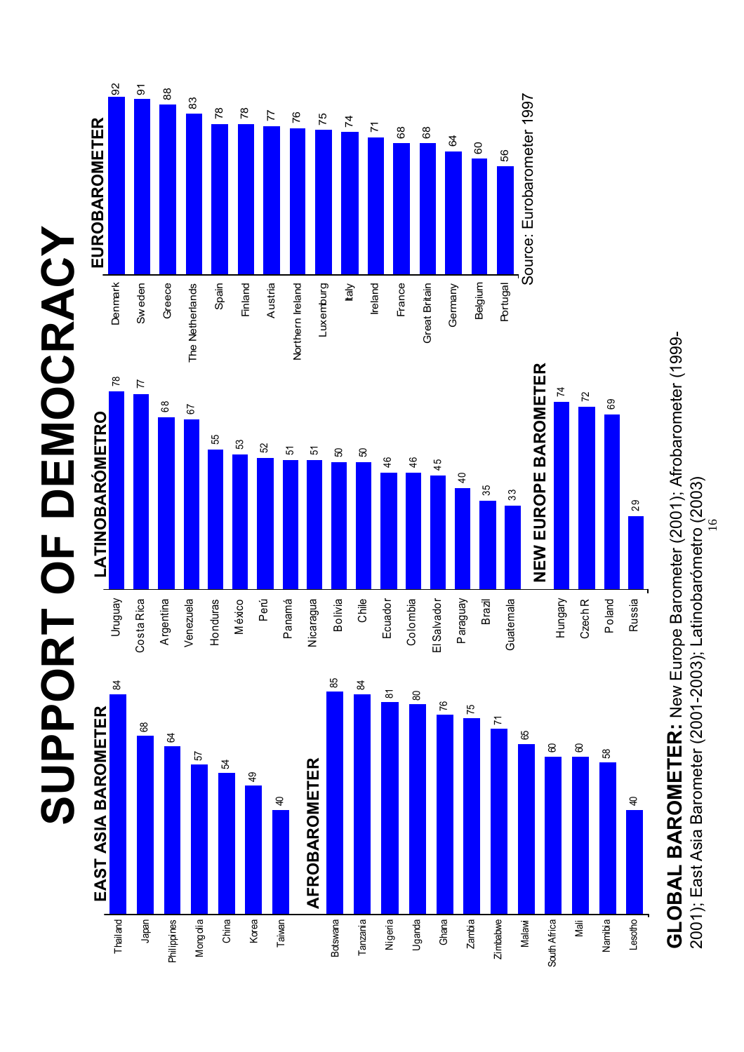# SUPPORT OF DEMOCRACY

## EAST ASIA BAROMETER

| Country | Support |
|---|---|
| Thailand | 84 |
| Japan | 68 |
| Philippines | 64 |
| Mongolia | 57 |
| China | 54 |
| Korea | 49 |
| Taiwan | 40 |

## AFROBAROMETER

| Country | Support |
|---|---|
| Botswana | 85 |
| Tanzania | 84 |
| Nigeria | 81 |
| Uganda | 80 |
| Ghana | 76 |
| Zambia | 75 |
| Zimbabwe | 71 |
| Malawi | 65 |
| South Africa | 60 |
| Mali | 60 |
| Namibia | 58 |
| Lesotho | 40 |

## LATINOBARÓMETRO

| Country | Support |
|---|---|
| Uruguay | 78 |
| Costa Rica | 77 |
| Argentina | 68 |
| Venezuela | 67 |
| Honduras | 55 |
| México | 53 |
| Perú | 52 |
| Panamá | 51 |
| Nicaragua | 51 |
| Bolivia | 50 |
| Chile | 50 |
| Ecuador | 46 |
| Colombia | 46 |
| El Salvador | 45 |
| Paraguay | 40 |
| Brazil | 35 |
| Guatemala | 33 |

## NEW EUROPE BAROMETER

| Country | Support |
|---|---|
| Hungary | 74 |
| Czech R | 72 |
| Poland | 69 |
| Russia | 29 |

## EUROBAROMETER

| Country | Support |
|---|---|
| Denmark | 92 |
| Sweden | 91 |
| Greece | 88 |
| The Netherlands | 83 |
| Spain | 78 |
| Finland | 78 |
| Austria | 77 |
| Northern Ireland | 76 |
| Luxemburg | 75 |
| Italy | 74 |
| Ireland | 71 |
| France | 68 |
| Great Britain | 68 |
| Germany | 64 |
| Belgium | 60 |
| Portugal | 56 |

Source: Eurobarometer 1997

**GLOBAL BAROMETER:** New Europe Barometer (2001); Afrobarometer (1999-2001); East Asia Barometer (2001-2003); Latinobarómetro (2003)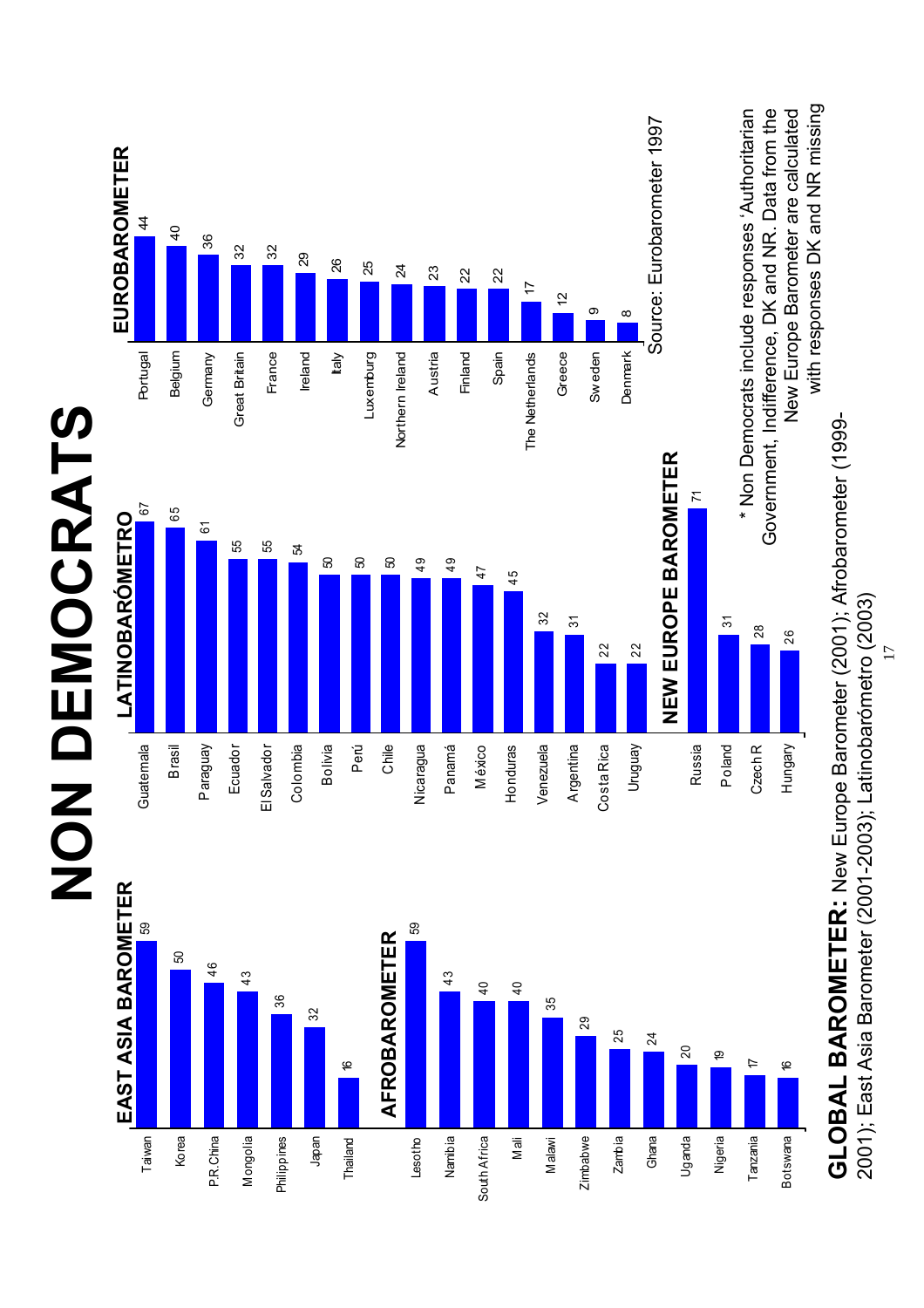# NON DEMOCRATS

## EAST ASIA BAROMETER

| Country | % |
|---|---|
| Taiwan | 59 |
| Korea | 50 |
| P.R.China | 46 |
| Mongolia | 43 |
| Philippines | 36 |
| Japan | 32 |
| Thailand | 16 |

## AFROBAROMETER

| Country | % |
|---|---|
| Lesotho | 59 |
| Namibia | 43 |
| South Africa | 40 |
| Mali | 40 |
| Malawi | 35 |
| Zimbabwe | 29 |
| Zambia | 25 |
| Ghana | 24 |
| Uganda | 20 |
| Nigeria | 19 |
| Tanzania | 17 |
| Botswana | 16 |

## LATINOBARÓMETRO

| Country | % |
|---|---|
| Guatemala | 67 |
| Brasil | 65 |
| Paraguay | 61 |
| Ecuador | 55 |
| El Salvador | 55 |
| Colombia | 54 |
| Bolivia | 50 |
| Perú | 50 |
| Chile | 50 |
| Nicaragua | 49 |
| Panamá | 49 |
| México | 47 |
| Honduras | 45 |
| Venezuela | 32 |
| Argentina | 31 |
| Costa Rica | 22 |
| Uruguay | 22 |

## NEW EUROPE BAROMETER

| Country | % |
|---|---|
| Russia | 71 |
| Poland | 31 |
| Czech R | 28 |
| Hungary | 26 |

## EUROBAROMETER

| Country | % |
|---|---|
| Portugal | 44 |
| Belgium | 40 |
| Germany | 36 |
| Great Britain | 32 |
| France | 32 |
| Ireland | 29 |
| Italy | 26 |
| Luxemburg | 25 |
| Northern Ireland | 24 |
| Austria | 23 |
| Finland | 22 |
| Spain | 22 |
| The Netherlands | 17 |
| Greece | 12 |
| Sweden | 9 |
| Denmark | 8 |

Source: Eurobarometer 1997

* Non Democrats include responses 'Authoritarian Government, Indifference, DK and NR. Data from the New Europe Barometer are calculated with responses DK and NR missing

**GLOBAL BAROMETER:** New Europe Barometer (2001); Afrobarometer (1999-2001); East Asia Barometer (2001-2003); Latinobarómetro (2003)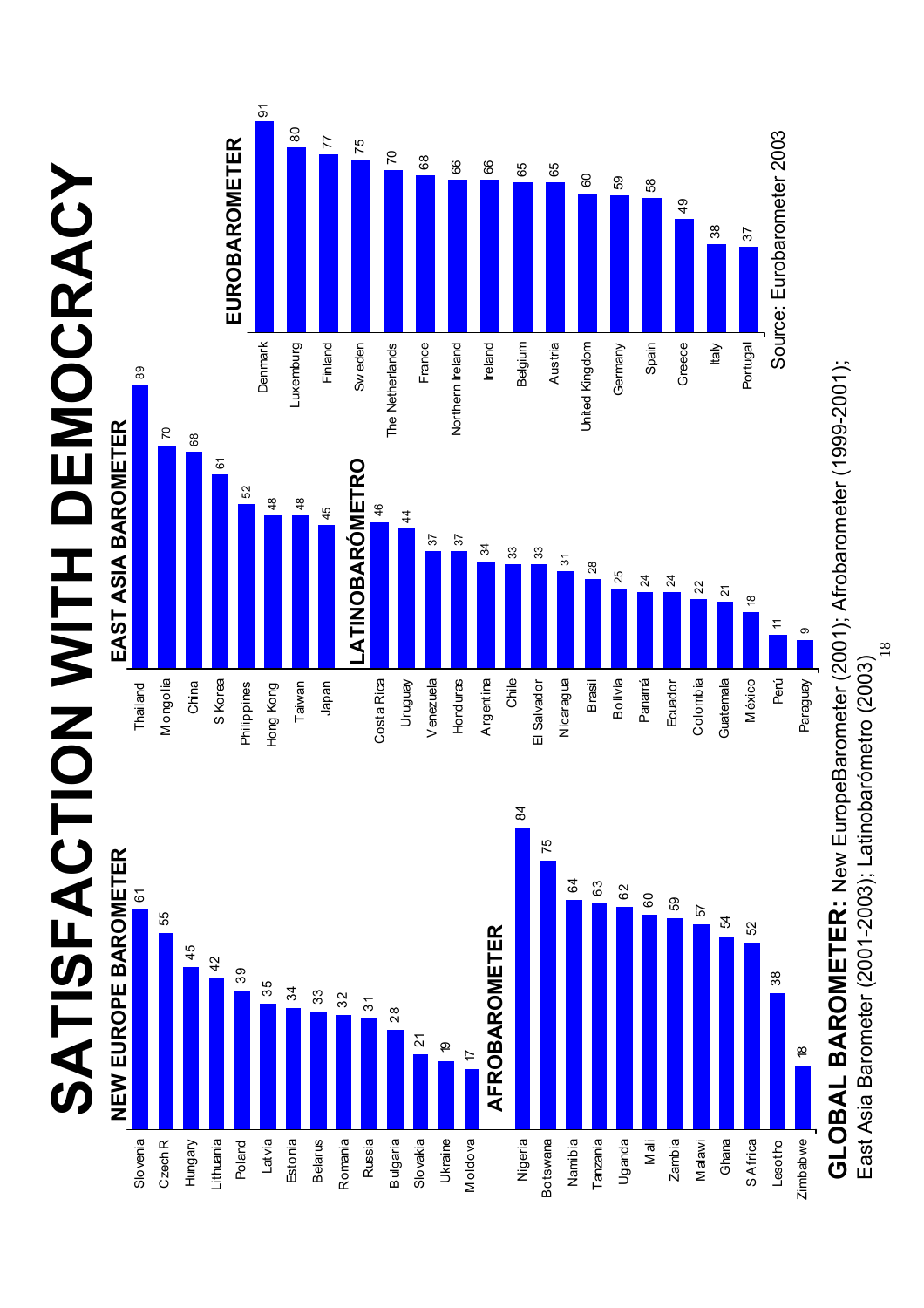# SATISFACTION WITH DEMOCRACY

## NEW EUROPE BAROMETER

| Country | % |
| --- | --- |
| Slovenia | 61 |
| Czech R | 55 |
| Hungary | 45 |
| Lithuania | 42 |
| Poland | 39 |
| Latvia | 35 |
| Estonia | 34 |
| Belarus | 33 |
| Romania | 32 |
| Russia | 31 |
| Bulgaria | 28 |
| Slovakia | 21 |
| Ukraine | 19 |
| Moldova | 17 |

## AFROBAROMETER

| Country | % |
| --- | --- |
| Nigeria | 84 |
| Botswana | 75 |
| Namibia | 64 |
| Tanzania | 63 |
| Uganda | 62 |
| Mali | 60 |
| Zambia | 59 |
| Malawi | 57 |
| Ghana | 54 |
| S Africa | 52 |
| Lesotho | 38 |
| Zimbabwe | 18 |

## EAST ASIA BAROMETER

| Country | % |
| --- | --- |
| Thailand | 89 |
| Mongolia | 70 |
| China | 68 |
| S Korea | 61 |
| Philippines | 52 |
| Hong Kong | 48 |
| Taiwan | 48 |
| Japan | 45 |

## LATINOBARÓMETRO

| Country | % |
| --- | --- |
| Costa Rica | 46 |
| Uruguay | 44 |
| Venezuela | 37 |
| Honduras | 37 |
| Argentina | 34 |
| Chile | 33 |
| El Salvador | 33 |
| Nicaragua | 31 |
| Brasil | 28 |
| Bolivia | 25 |
| Panamá | 24 |
| Ecuador | 24 |
| Colombia | 22 |
| Guatemala | 21 |
| México | 18 |
| Perú | 11 |
| Paraguay | 9 |

## EUROBAROMETER

| Country | % |
| --- | --- |
| Denmark | 91 |
| Luxemburg | 80 |
| Finland | 77 |
| Sweden | 75 |
| The Netherlands | 70 |
| France | 68 |
| Northern Ireland | 66 |
| Ireland | 66 |
| Belgium | 65 |
| Austria | 65 |
| United Kingdom | 60 |
| Germany | 59 |
| Spain | 58 |
| Greece | 49 |
| Italy | 38 |
| Portugal | 37 |

Source: Eurobarometer 2003

**GLOBAL BAROMETER:** New EuropeBarometer (2001); Afrobarometer (1999-2001); East Asia Barometer (2001-2003); Latinobarómetro (2003)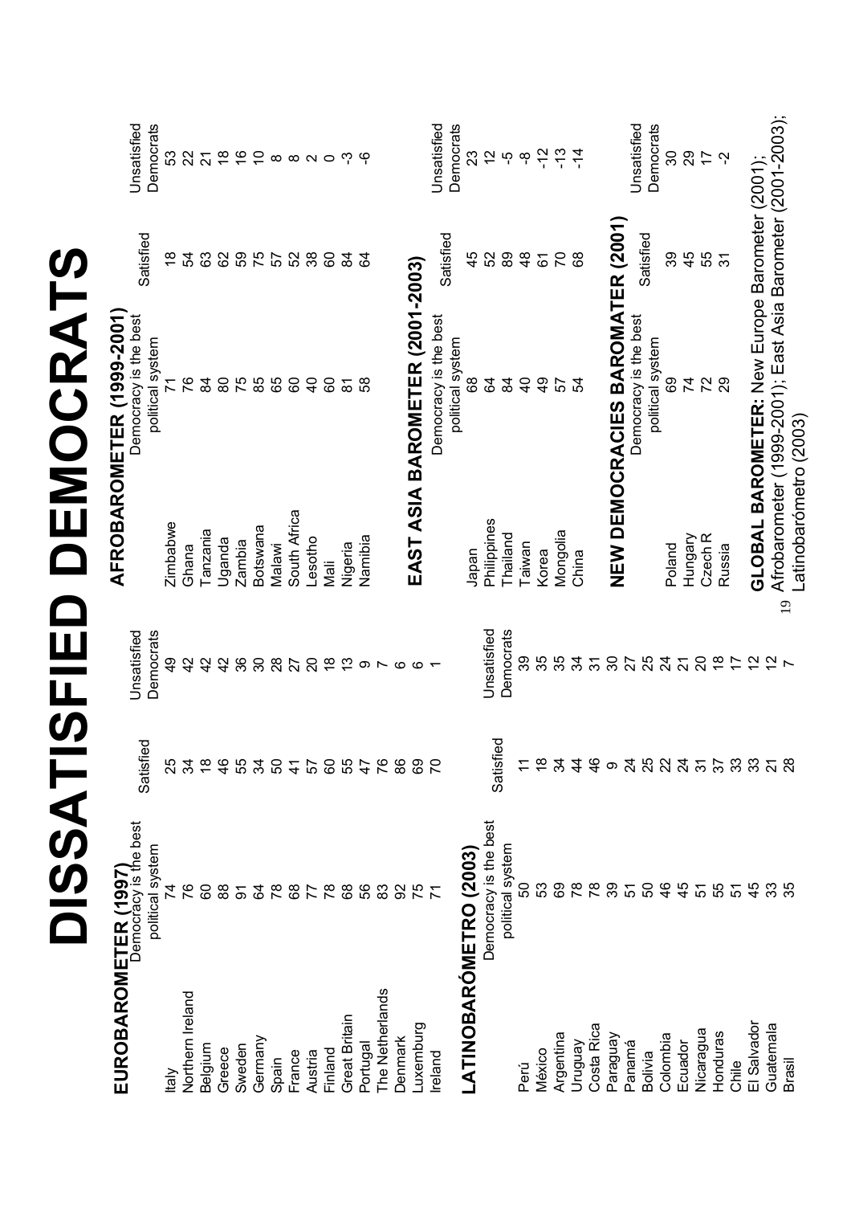# DISSATISFIED DEMOCRATS

**EUROBAROMETER (1997)**

| | Democracy is the best political system | Satisfied | Unsatisfied Democrats |
|---|---|---|---|
| Italy | 74 | 25 | 49 |
| Northern Ireland | 76 | 34 | 42 |
| Belgium | 60 | 18 | 42 |
| Greece | 88 | 46 | 42 |
| Sweden | 91 | 55 | 36 |
| Germany | 64 | 34 | 30 |
| Spain | 78 | 50 | 28 |
| France | 68 | 41 | 27 |
| Austria | 77 | 57 | 20 |
| Finland | 78 | 60 | 18 |
| Great Britain | 68 | 55 | 13 |
| Portugal | 56 | 47 | 9 |
| The Netherlands | 83 | 76 | 7 |
| Denmark | 92 | 86 | 6 |
| Luxemburg | 75 | 69 | 6 |
| Ireland | 71 | 70 | 1 |

**LATINOBARÓMETRO (2003)**

| | Democracy is the best political system | Satisfied | Unsatisfied Democrats |
|---|---|---|---|
| Perú | 50 | 11 | 39 |
| México | 53 | 18 | 35 |
| Argentina | 69 | 34 | 35 |
| Uruguay | 78 | 44 | 34 |
| Costa Rica | 78 | 46 | 31 |
| Paraguay | 39 | 9 | 30 |
| Panamá | 51 | 24 | 27 |
| Bolivia | 50 | 25 | 25 |
| Colombia | 46 | 22 | 24 |
| Ecuador | 45 | 24 | 21 |
| Nicaragua | 51 | 31 | 20 |
| Honduras | 55 | 37 | 18 |
| Chile | 51 | 33 | 17 |
| El Salvador | 45 | 33 | 12 |
| Guatemala | 33 | 21 | 12 |
| Brasil | 35 | 28 | 7 |

**AFROBAROMETER (1999-2001)**

| | Democracy is the best political system | Satisfied | Unsatisfied Democrats |
|---|---|---|---|
| Zimbabwe | 71 | 18 | 53 |
| Ghana | 76 | 54 | 22 |
| Tanzania | 84 | 63 | 21 |
| Uganda | 80 | 62 | 18 |
| Zambia | 75 | 59 | 16 |
| Botswana | 85 | 75 | 10 |
| Malawi | 65 | 57 | 8 |
| South Africa | 60 | 52 | 8 |
| Lesotho | 40 | 38 | 2 |
| Mali | 60 | 60 | 0 |
| Nigeria | 81 | 84 | -3 |
| Namibia | 58 | 64 | -6 |

**EAST ASIA BAROMETER (2001-2003)**

| | Democracy is the best political system | Satisfied | Unsatisfied Democrats |
|---|---|---|---|
| Japan | 68 | 45 | 23 |
| Philippines | 64 | 52 | 12 |
| Thailand | 84 | 89 | -5 |
| Taiwan | 40 | 48 | -8 |
| Korea | 49 | 61 | -12 |
| Mongolia | 57 | 70 | -13 |
| China | 54 | 68 | -14 |

**NEW DEMOCRACIES BAROMATER (2001)**

| | Democracy is the best political system | Satisfied | Unsatisfied Democrats |
|---|---|---|---|
| Poland | 69 | 39 | 30 |
| Hungary | 74 | 45 | 29 |
| Czech R | 72 | 55 | 17 |
| Russia | 29 | 31 | -2 |

**GLOBAL BAROMETER:** New Europe Barometer (2001); Afrobarometer (1999-2001); East Asia Barometer (2001-2003); Latinobarómetro (2003)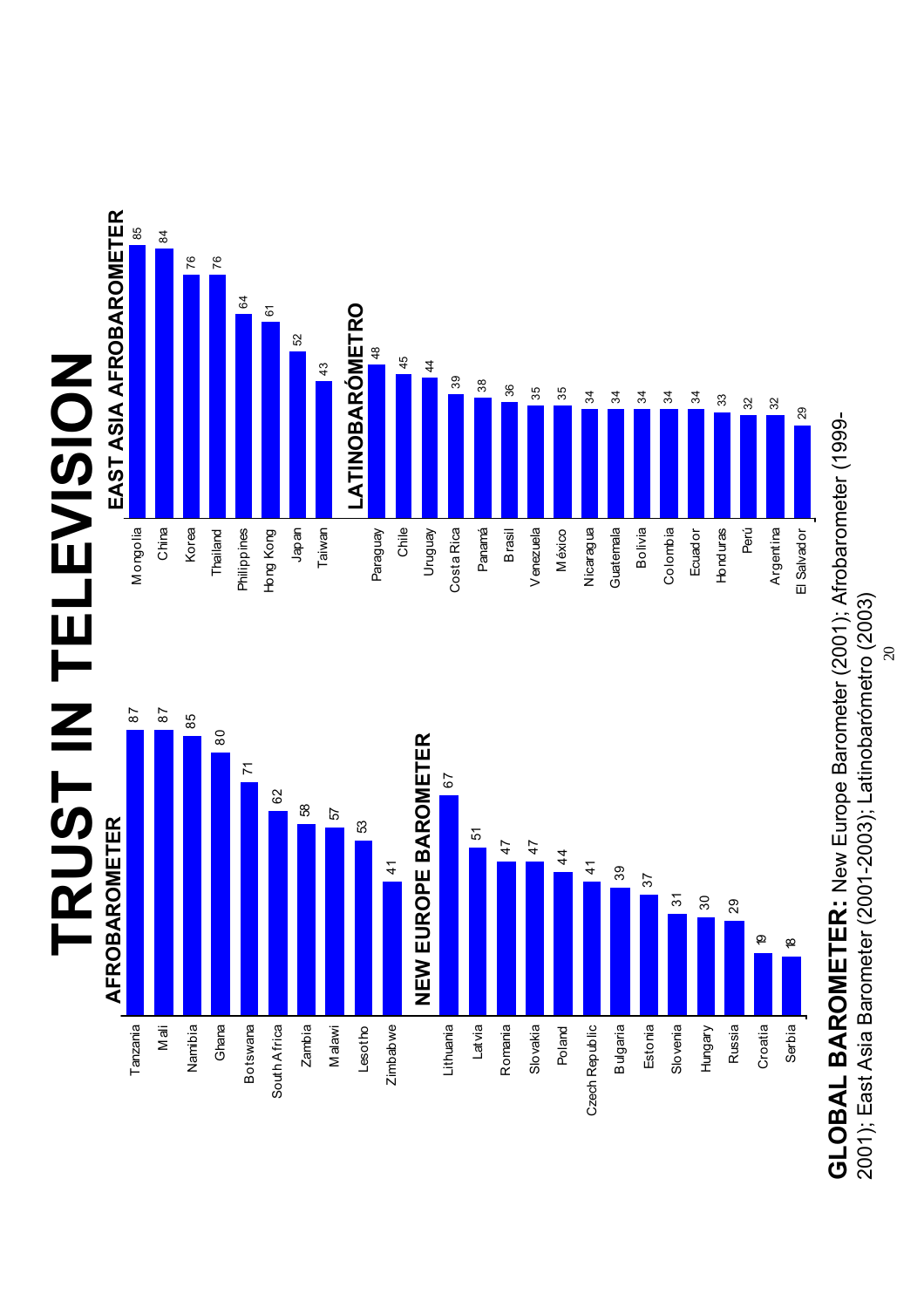# TRUST IN TELEVISION

### AFROBAROMETER

| Country | % |
|---|---|
| Tanzania | 87 |
| Mali | 87 |
| Namibia | 85 |
| Ghana | 80 |
| Botswana | 71 |
| South Africa | 62 |
| Zambia | 58 |
| Malawi | 57 |
| Lesotho | 53 |
| Zimbabwe | 41 |

### NEW EUROPE BAROMETER

| Country | % |
|---|---|
| Lithuania | 67 |
| Latvia | 51 |
| Romania | 47 |
| Slovakia | 47 |
| Poland | 44 |
| Czech Republic | 41 |
| Bulgaria | 39 |
| Estonia | 37 |
| Slovenia | 31 |
| Hungary | 30 |
| Russia | 29 |
| Croatia | 19 |
| Serbia | 18 |

### EAST ASIA AFROBAROMETER

| Country | % |
|---|---|
| Mongolia | 85 |
| China | 84 |
| Korea | 76 |
| Thailand | 76 |
| Philippines | 64 |
| Hong Kong | 61 |
| Japan | 52 |
| Taiwan | 43 |

### LATINOBARÓMETRO

| Country | % |
|---|---|
| Paraguay | 48 |
| Chile | 45 |
| Uruguay | 44 |
| Costa Rica | 39 |
| Panamá | 38 |
| Brasil | 36 |
| Venezuela | 35 |
| México | 35 |
| Nicaragua | 34 |
| Guatemala | 34 |
| Bolivia | 34 |
| Colombia | 34 |
| Ecuador | 34 |
| Honduras | 33 |
| Perú | 32 |
| Argentina | 32 |
| El Salvador | 29 |

**GLOBAL BAROMETER:** New Europe Barometer (2001); Afrobarometer (1999-2001); East Asia Barometer (2001-2003); Latinobarómetro (2003)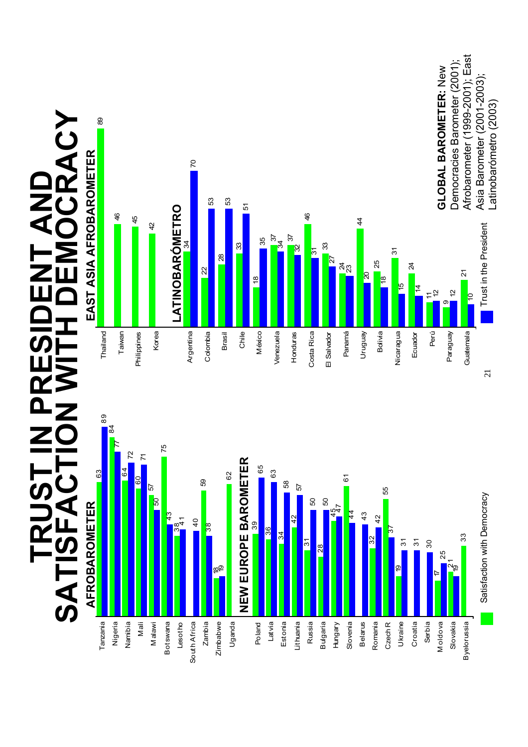# TRUST IN PRESIDENT AND SATISFACTION WITH DEMOCRACY

AFROBAROMETER

Tanzania 63 89
Nigeria 84 77
Namibia 64 72
Mali 60 71
Malawi 57 50
Botswana 75 43
Lesotho 38 41
South Africa 40
Zambia 59 38
Zimbabwe 18 19
Uganda 62

NEW EUROPE BAROMETER

Poland 39 65
Latvia 36 63
Estonia 34 58
Lithuania 42 57
Russia 31 50
Bulgaria 28 50
Hungary 45 47
Slovenia 61 44
Belarus 43
Romania 32 42
Czech R 55 37
Ukraine 19 31
Croatia 31
Serbia 30
Moldova 17 25
Slovakia 21 19
Byelorussia 33

EAST ASIA AFROBAROMETER

Thailand 89
Taiwan 46
Philippines 45
Korea 42

LATINOBARÓMETRO

Argentina 34 70
Colombia 22 53
Brasil 28 53
Chile 33 51
México 18 35
Venezuela 37 34
Honduras 37 32
Costa Rica 46 31
El Salvador 33 27
Panamá 24 23
Uruguay 44 20
Bolivia 25 18
Nicaragua 31 15
Ecuador 24 14
Perú 11 12
Paraguay 9 12
Guatemala 21 10

Satisfaction with Democracy

Trust in the President

**GLOBAL BAROMETER:** New Democracies Barometer (2001); Afrobarometer (1999-2001); East Asia Barometer (2001-2003); Latinobarómetro (2003)